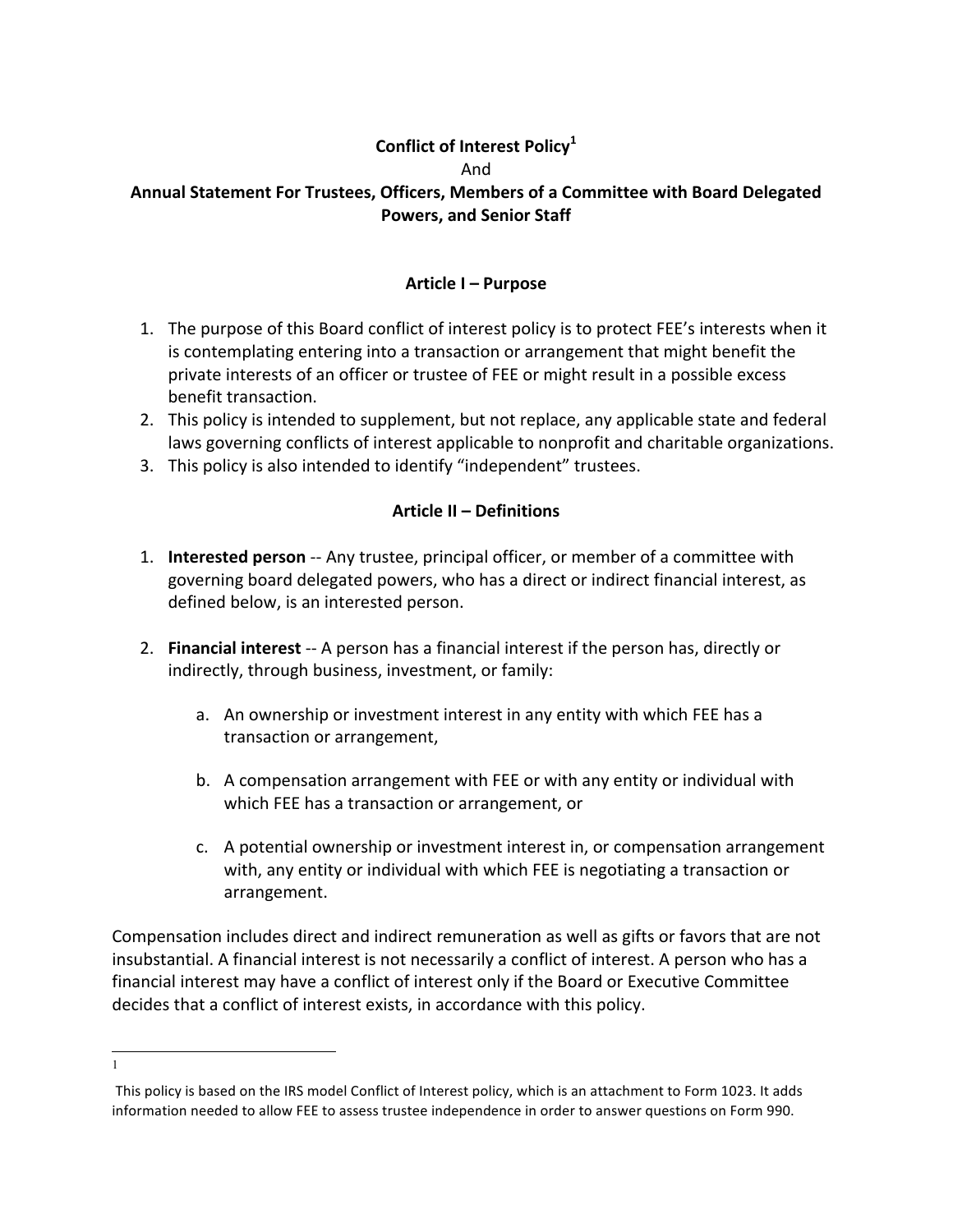# Conflict of Interest Policy[1]

And

**Annual Statement For Trustees, Officers, Members of a Committee with Board Delegated Powers, and Senior Staff**

## Article I – Purpose

1. The purpose of this Board conflict of interest policy is to protect FEE's interests when it is contemplating entering into a transaction or arrangement that might benefit the private interests of an officer or trustee of FEE or might result in a possible excess benefit transaction.
2. This policy is intended to supplement, but not replace, any applicable state and federal laws governing conflicts of interest applicable to nonprofit and charitable organizations.
3. This policy is also intended to identify "independent" trustees.

## Article II – Definitions

1. **Interested person** -- Any trustee, principal officer, or member of a committee with governing board delegated powers, who has a direct or indirect financial interest, as defined below, is an interested person.

2. **Financial interest** -- A person has a financial interest if the person has, directly or indirectly, through business, investment, or family:

    a. An ownership or investment interest in any entity with which FEE has a transaction or arrangement,

    b. A compensation arrangement with FEE or with any entity or individual with which FEE has a transaction or arrangement, or

    c. A potential ownership or investment interest in, or compensation arrangement with, any entity or individual with which FEE is negotiating a transaction or arrangement.

Compensation includes direct and indirect remuneration as well as gifts or favors that are not insubstantial. A financial interest is not necessarily a conflict of interest. A person who has a financial interest may have a conflict of interest only if the Board or Executive Committee decides that a conflict of interest exists, in accordance with this policy.

---

[1] This policy is based on the IRS model Conflict of Interest policy, which is an attachment to Form 1023. It adds information needed to allow FEE to assess trustee independence in order to answer questions on Form 990.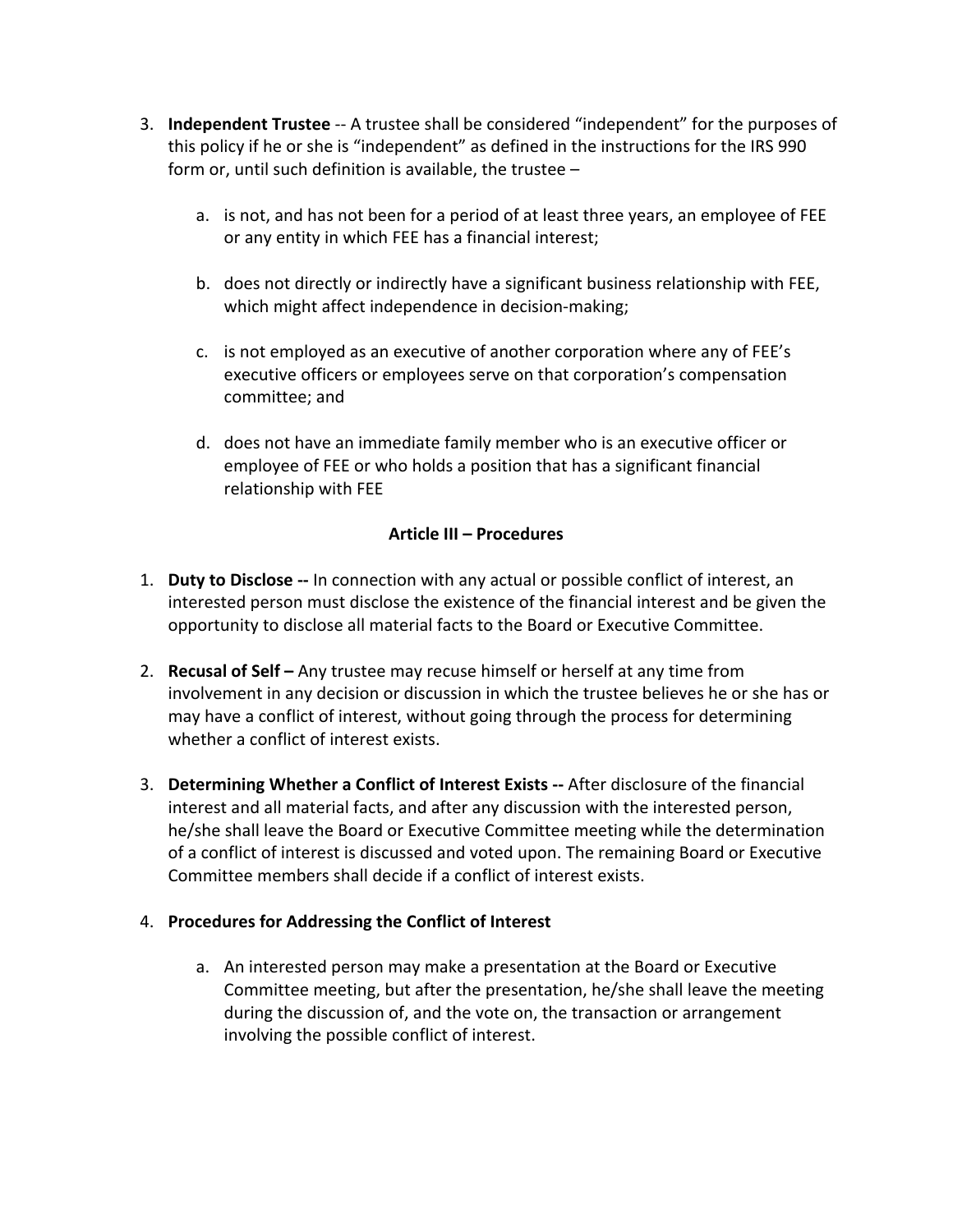3. **Independent Trustee** -- A trustee shall be considered "independent" for the purposes of this policy if he or she is "independent" as defined in the instructions for the IRS 990 form or, until such definition is available, the trustee –

   a. is not, and has not been for a period of at least three years, an employee of FEE or any entity in which FEE has a financial interest;

   b. does not directly or indirectly have a significant business relationship with FEE, which might affect independence in decision-making;

   c. is not employed as an executive of another corporation where any of FEE's executive officers or employees serve on that corporation's compensation committee; and

   d. does not have an immediate family member who is an executive officer or employee of FEE or who holds a position that has a significant financial relationship with FEE

## Article III – Procedures

1. **Duty to Disclose --** In connection with any actual or possible conflict of interest, an interested person must disclose the existence of the financial interest and be given the opportunity to disclose all material facts to the Board or Executive Committee.

2. **Recusal of Self –** Any trustee may recuse himself or herself at any time from involvement in any decision or discussion in which the trustee believes he or she has or may have a conflict of interest, without going through the process for determining whether a conflict of interest exists.

3. **Determining Whether a Conflict of Interest Exists --** After disclosure of the financial interest and all material facts, and after any discussion with the interested person, he/she shall leave the Board or Executive Committee meeting while the determination of a conflict of interest is discussed and voted upon. The remaining Board or Executive Committee members shall decide if a conflict of interest exists.

4. **Procedures for Addressing the Conflict of Interest**

   a. An interested person may make a presentation at the Board or Executive Committee meeting, but after the presentation, he/she shall leave the meeting during the discussion of, and the vote on, the transaction or arrangement involving the possible conflict of interest.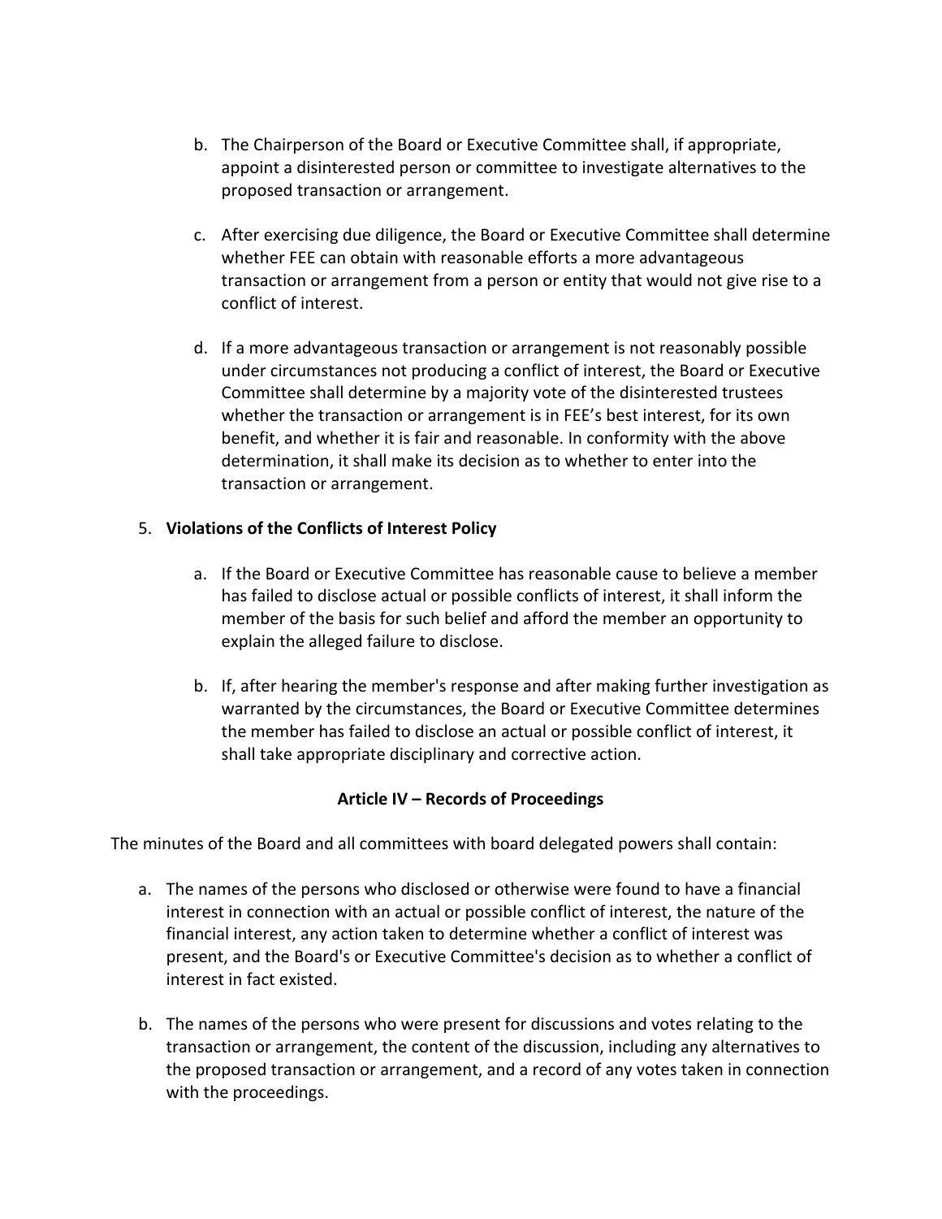b. The Chairperson of the Board or Executive Committee shall, if appropriate, appoint a disinterested person or committee to investigate alternatives to the proposed transaction or arrangement.

c. After exercising due diligence, the Board or Executive Committee shall determine whether FEE can obtain with reasonable efforts a more advantageous transaction or arrangement from a person or entity that would not give rise to a conflict of interest.

d. If a more advantageous transaction or arrangement is not reasonably possible under circumstances not producing a conflict of interest, the Board or Executive Committee shall determine by a majority vote of the disinterested trustees whether the transaction or arrangement is in FEE's best interest, for its own benefit, and whether it is fair and reasonable. In conformity with the above determination, it shall make its decision as to whether to enter into the transaction or arrangement.

5. **Violations of the Conflicts of Interest Policy**

   a. If the Board or Executive Committee has reasonable cause to believe a member has failed to disclose actual or possible conflicts of interest, it shall inform the member of the basis for such belief and afford the member an opportunity to explain the alleged failure to disclose.

   b. If, after hearing the member's response and after making further investigation as warranted by the circumstances, the Board or Executive Committee determines the member has failed to disclose an actual or possible conflict of interest, it shall take appropriate disciplinary and corrective action.

## Article IV – Records of Proceedings

The minutes of the Board and all committees with board delegated powers shall contain:

a. The names of the persons who disclosed or otherwise were found to have a financial interest in connection with an actual or possible conflict of interest, the nature of the financial interest, any action taken to determine whether a conflict of interest was present, and the Board's or Executive Committee's decision as to whether a conflict of interest in fact existed.

b. The names of the persons who were present for discussions and votes relating to the transaction or arrangement, the content of the discussion, including any alternatives to the proposed transaction or arrangement, and a record of any votes taken in connection with the proceedings.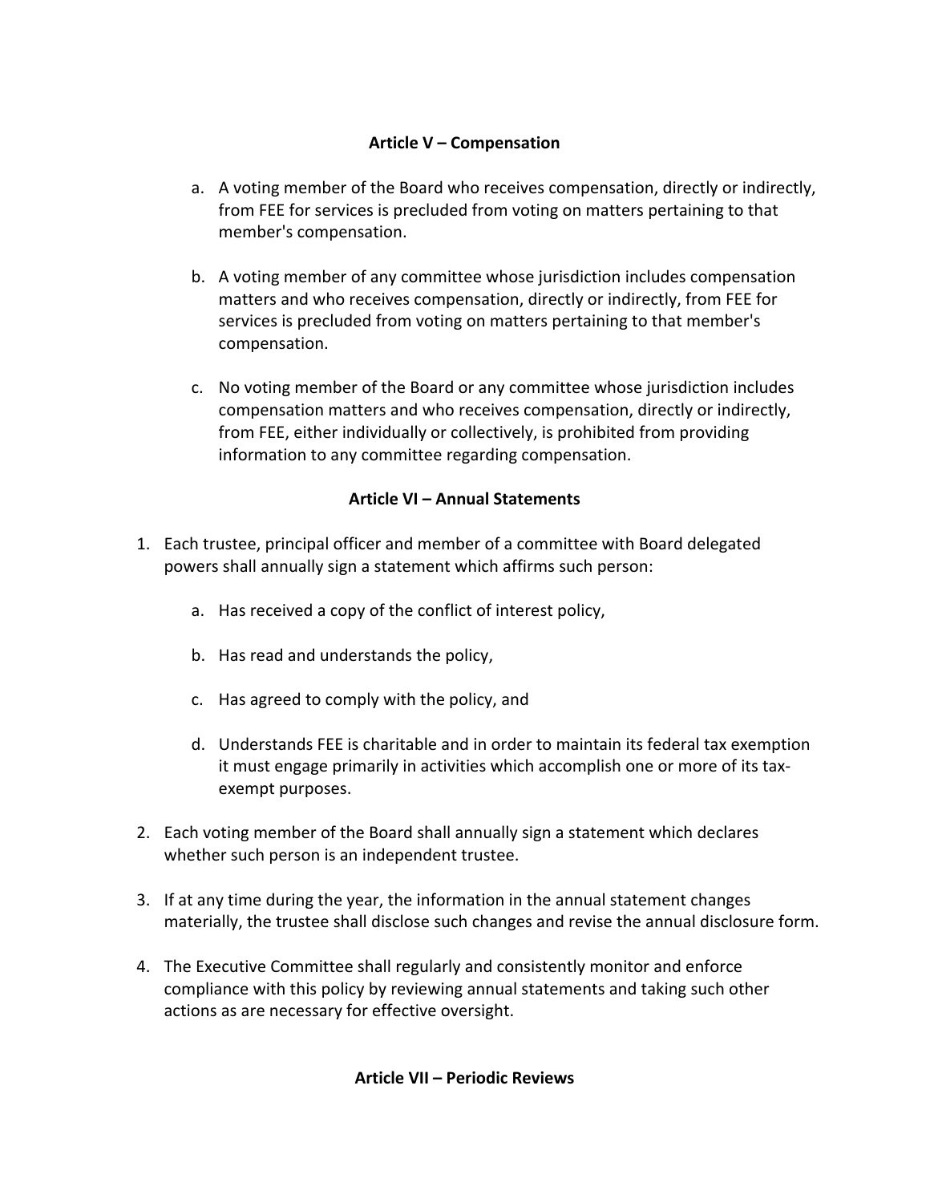## Article V – Compensation

a. A voting member of the Board who receives compensation, directly or indirectly, from FEE for services is precluded from voting on matters pertaining to that member's compensation.

b. A voting member of any committee whose jurisdiction includes compensation matters and who receives compensation, directly or indirectly, from FEE for services is precluded from voting on matters pertaining to that member's compensation.

c. No voting member of the Board or any committee whose jurisdiction includes compensation matters and who receives compensation, directly or indirectly, from FEE, either individually or collectively, is prohibited from providing information to any committee regarding compensation.

## Article VI – Annual Statements

1. Each trustee, principal officer and member of a committee with Board delegated powers shall annually sign a statement which affirms such person:

   a. Has received a copy of the conflict of interest policy,

   b. Has read and understands the policy,

   c. Has agreed to comply with the policy, and

   d. Understands FEE is charitable and in order to maintain its federal tax exemption it must engage primarily in activities which accomplish one or more of its tax-exempt purposes.

2. Each voting member of the Board shall annually sign a statement which declares whether such person is an independent trustee.

3. If at any time during the year, the information in the annual statement changes materially, the trustee shall disclose such changes and revise the annual disclosure form.

4. The Executive Committee shall regularly and consistently monitor and enforce compliance with this policy by reviewing annual statements and taking such other actions as are necessary for effective oversight.

## Article VII – Periodic Reviews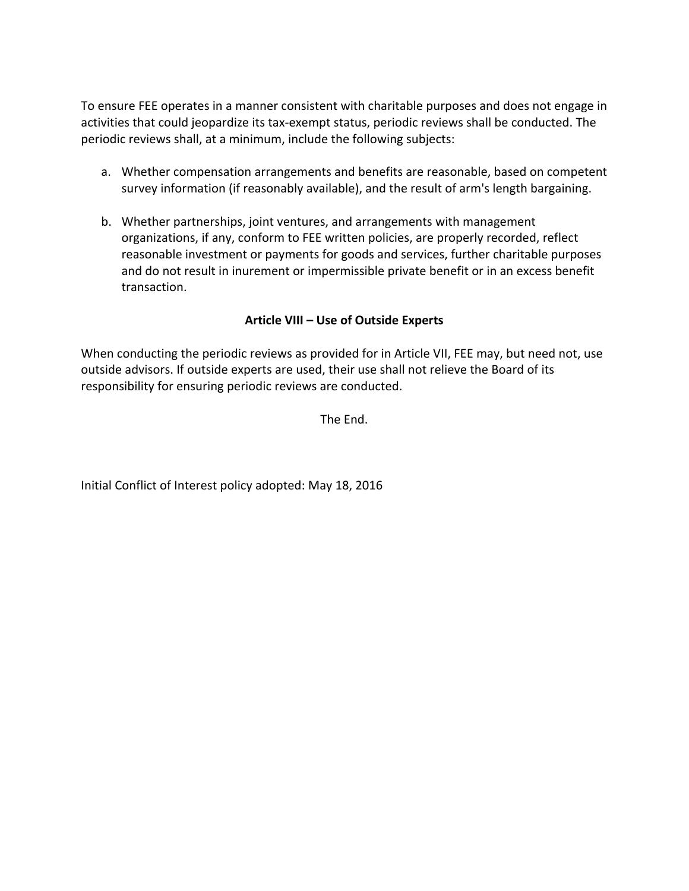To ensure FEE operates in a manner consistent with charitable purposes and does not engage in activities that could jeopardize its tax-exempt status, periodic reviews shall be conducted. The periodic reviews shall, at a minimum, include the following subjects:

a. Whether compensation arrangements and benefits are reasonable, based on competent survey information (if reasonably available), and the result of arm's length bargaining.

b. Whether partnerships, joint ventures, and arrangements with management organizations, if any, conform to FEE written policies, are properly recorded, reflect reasonable investment or payments for goods and services, further charitable purposes and do not result in inurement or impermissible private benefit or in an excess benefit transaction.

### Article VIII – Use of Outside Experts

When conducting the periodic reviews as provided for in Article VII, FEE may, but need not, use outside advisors. If outside experts are used, their use shall not relieve the Board of its responsibility for ensuring periodic reviews are conducted.

The End.

Initial Conflict of Interest policy adopted: May 18, 2016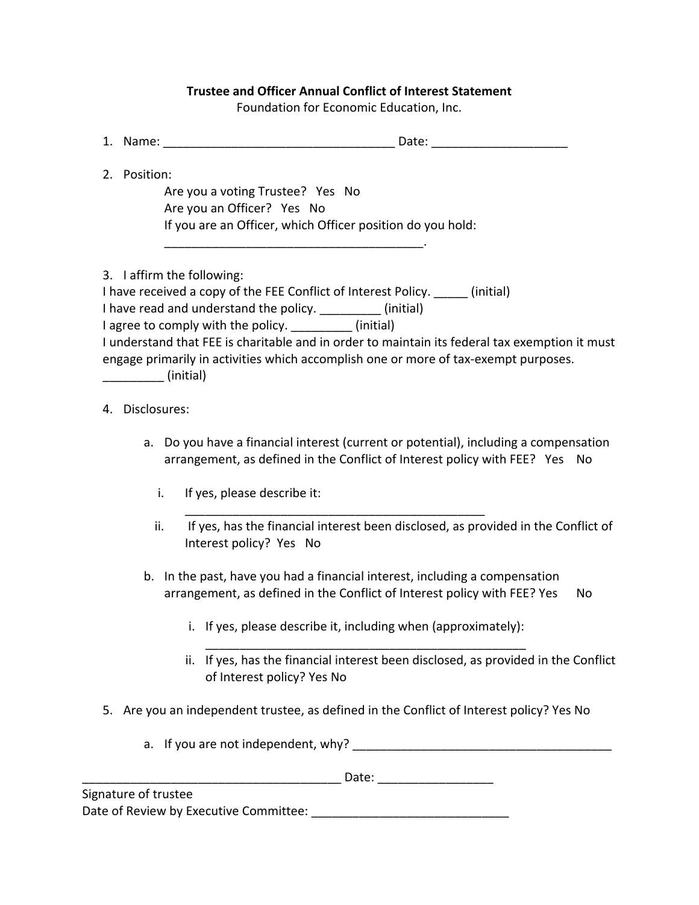**Trustee and Officer Annual Conflict of Interest Statement**

Foundation for Economic Education, Inc.

1. Name: __________________________________ Date: ____________________

2. Position:

   Are you a voting Trustee? Yes No

   Are you an Officer? Yes No

   If you are an Officer, which Officer position do you hold: _______________________________________.

3. I affirm the following:

I have received a copy of the FEE Conflict of Interest Policy. _____ (initial)

I have read and understand the policy. _________ (initial)

I agree to comply with the policy. _________ (initial)

I understand that FEE is charitable and in order to maintain its federal tax exemption it must engage primarily in activities which accomplish one or more of tax-exempt purposes. _________ (initial)

4. Disclosures:

   a. Do you have a financial interest (current or potential), including a compensation arrangement, as defined in the Conflict of Interest policy with FEE? Yes No

      i. If yes, please describe it: ____________________________________________

      ii. If yes, has the financial interest been disclosed, as provided in the Conflict of Interest policy? Yes No

   b. In the past, have you had a financial interest, including a compensation arrangement, as defined in the Conflict of Interest policy with FEE? Yes No

      i. If yes, please describe it, including when (approximately): ____________________________________________

      ii. If yes, has the financial interest been disclosed, as provided in the Conflict of Interest policy? Yes No

5. Are you an independent trustee, as defined in the Conflict of Interest policy? Yes No

   a. If you are not independent, why? _______________________________________

_______________________________________ Date: _________________

Signature of trustee

Date of Review by Executive Committee: _____________________________